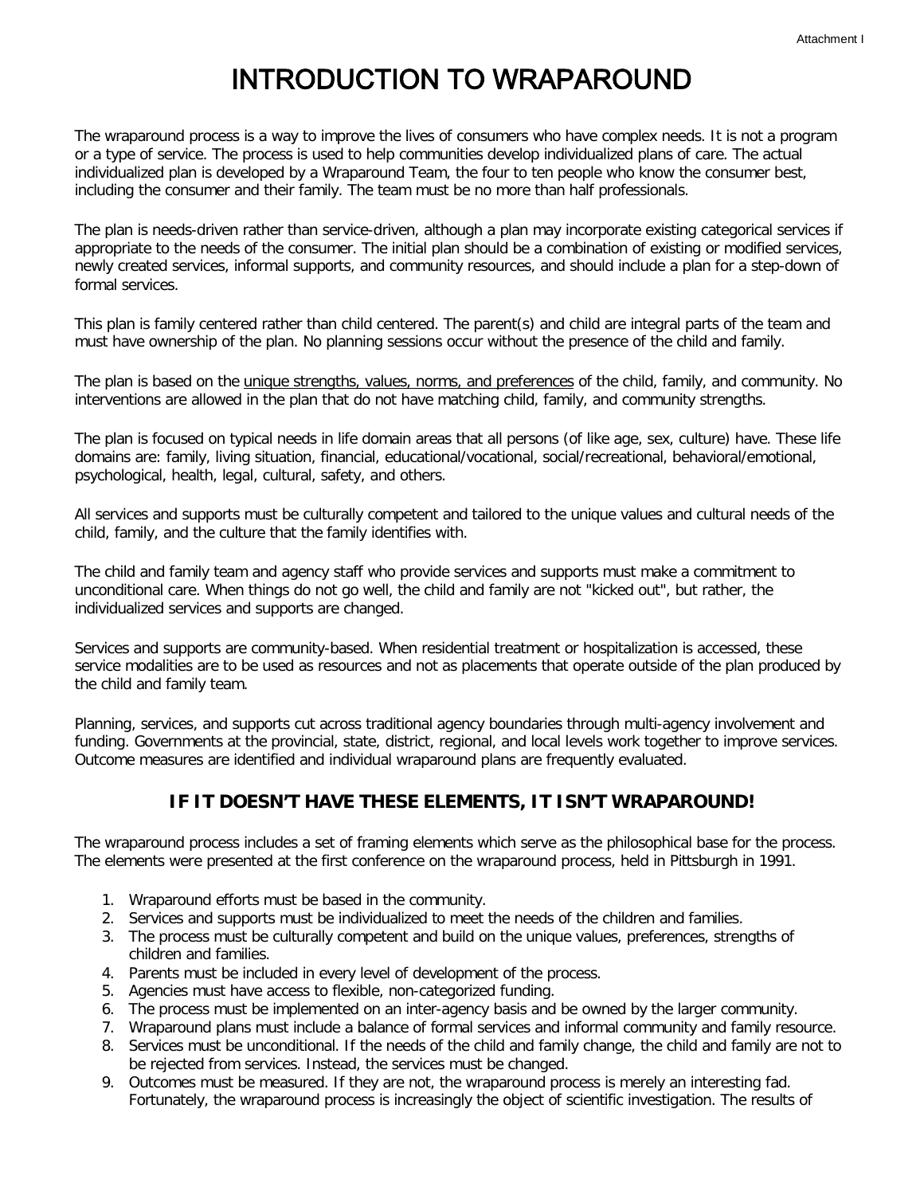# INTRODUCTION TO WRAPAROUND

The wraparound process is a way to improve the lives of consumers who have complex needs. It is not a program or a type of service. The process is used to help communities develop individualized plans of care. The actual individualized plan is developed by a Wraparound Team, the four to ten people who know the consumer best, including the consumer and their family. The team must be no more than half professionals.

The plan is needs-driven rather than service-driven, although a plan may incorporate existing categorical services if appropriate to the needs of the consumer. The initial plan should be a combination of existing or modified services, newly created services, informal supports, and community resources, and should include a plan for a step-down of formal services.

This plan is family centered rather than child centered. The parent(s) and child are integral parts of the team and must have ownership of the plan. No planning sessions occur without the presence of the child and family.

The plan is based on the <u>unique strengths, values, norms, and preferences</u> of the child, family, and community. No interventions are allowed in the plan that do not have matching child, family, and community strengths.

The plan is focused on typical needs in life domain areas that all persons (of like age, sex, culture) have. These life domains are: family, living situation, financial, educational/vocational, social/recreational, behavioral/emotional, psychological, health, legal, cultural, safety, and others.

All services and supports must be culturally competent and tailored to the unique values and cultural needs of the child, family, and the culture that the family identifies with.

The child and family team and agency staff who provide services and supports must make a commitment to unconditional care. When things do not go well, the child and family are not "kicked out", but rather, the individualized services and supports are changed.

Services and supports are community-based. When residential treatment or hospitalization is accessed, these service modalities are to be used as resources and not as placements that operate outside of the plan produced by the child and family team.

Planning, services, and supports cut across traditional agency boundaries through multi-agency involvement and funding. Governments at the provincial, state, district, regional, and local levels work together to improve services. Outcome measures are identified and individual wraparound plans are frequently evaluated.

## IF IT DOESN'T HAVE THESE ELEMENTS, IT ISN'T WRAPAROUND!

The wraparound process includes a set of framing elements which serve as the philosophical base for the process. The elements were presented at the first conference on the wraparound process, held in Pittsburgh in 1991.

1. Wraparound efforts must be based in the community.
2. Services and supports must be individualized to meet the needs of the children and families.
3. The process must be culturally competent and build on the unique values, preferences, strengths of children and families.
4. Parents must be included in every level of development of the process.
5. Agencies must have access to flexible, non-categorized funding.
6. The process must be implemented on an inter-agency basis and be owned by the larger community.
7. Wraparound plans must include a balance of formal services and informal community and family resource.
8. Services must be unconditional. If the needs of the child and family change, the child and family are not to be rejected from services. Instead, the services must be changed.
9. Outcomes must be measured. If they are not, the wraparound process is merely an interesting fad. Fortunately, the wraparound process is increasingly the object of scientific investigation. The results of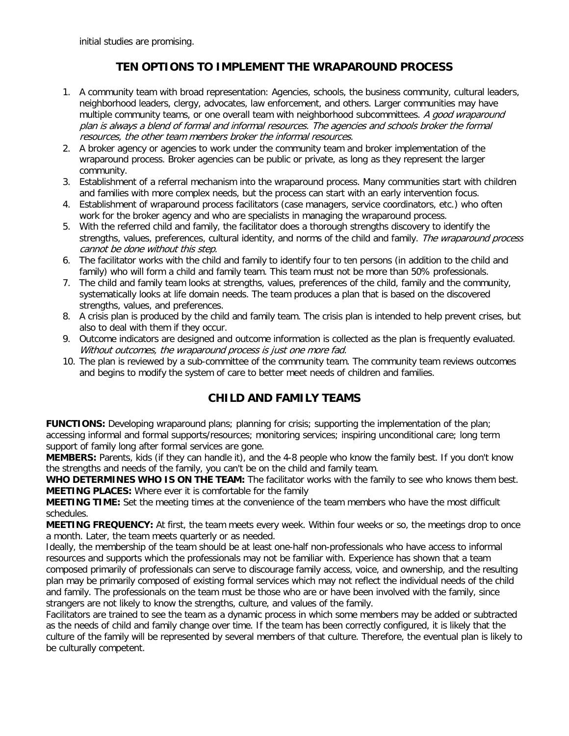initial studies are promising.

## TEN OPTIONS TO IMPLEMENT THE WRAPAROUND PROCESS

1. A community team with broad representation: Agencies, schools, the business community, cultural leaders, neighborhood leaders, clergy, advocates, law enforcement, and others. Larger communities may have multiple community teams, or one overall team with neighborhood subcommittees. *A good wraparound plan is always a blend of formal and informal resources. The agencies and schools broker the formal resources, the other team members broker the informal resources.*
2. A broker agency or agencies to work under the community team and broker implementation of the wraparound process. Broker agencies can be public or private, as long as they represent the larger community.
3. Establishment of a referral mechanism into the wraparound process. Many communities start with children and families with more complex needs, but the process can start with an early intervention focus.
4. Establishment of wraparound process facilitators (case managers, service coordinators, etc.) who often work for the broker agency and who are specialists in managing the wraparound process.
5. With the referred child and family, the facilitator does a thorough strengths discovery to identify the strengths, values, preferences, cultural identity, and norms of the child and family. *The wraparound process cannot be done without this step.*
6. The facilitator works with the child and family to identify four to ten persons (in addition to the child and family) who will form a child and family team. This team must not be more than 50% professionals.
7. The child and family team looks at strengths, values, preferences of the child, family and the community, systematically looks at life domain needs. The team produces a plan that is based on the discovered strengths, values, and preferences.
8. A crisis plan is produced by the child and family team. The crisis plan is intended to help prevent crises, but also to deal with them if they occur.
9. Outcome indicators are designed and outcome information is collected as the plan is frequently evaluated. *Without outcomes, the wraparound process is just one more fad.*
10. The plan is reviewed by a sub-committee of the community team. The community team reviews outcomes and begins to modify the system of care to better meet needs of children and families.

## CHILD AND FAMILY TEAMS

**FUNCTIONS:** Developing wraparound plans; planning for crisis; supporting the implementation of the plan; accessing informal and formal supports/resources; monitoring services; inspiring unconditional care; long term support of family long after formal services are gone.

**MEMBERS:** Parents, kids (if they can handle it), and the 4-8 people who know the family best. If you don't know the strengths and needs of the family, you can't be on the child and family team.

**WHO DETERMINES WHO IS ON THE TEAM:** The facilitator works with the family to see who knows them best.

**MEETING PLACES:** Where ever it is comfortable for the family

**MEETING TIME:** Set the meeting times at the convenience of the team members who have the most difficult schedules.

**MEETING FREQUENCY:** At first, the team meets every week. Within four weeks or so, the meetings drop to once a month. Later, the team meets quarterly or as needed.

Ideally, the membership of the team should be at least one-half non-professionals who have access to informal resources and supports which the professionals may not be familiar with. Experience has shown that a team composed primarily of professionals can serve to discourage family access, voice, and ownership, and the resulting plan may be primarily composed of existing formal services which may not reflect the individual needs of the child and family. The professionals on the team must be those who are or have been involved with the family, since strangers are not likely to know the strengths, culture, and values of the family.

Facilitators are trained to see the team as a dynamic process in which some members may be added or subtracted as the needs of child and family change over time. If the team has been correctly configured, it is likely that the culture of the family will be represented by several members of that culture. Therefore, the eventual plan is likely to be culturally competent.